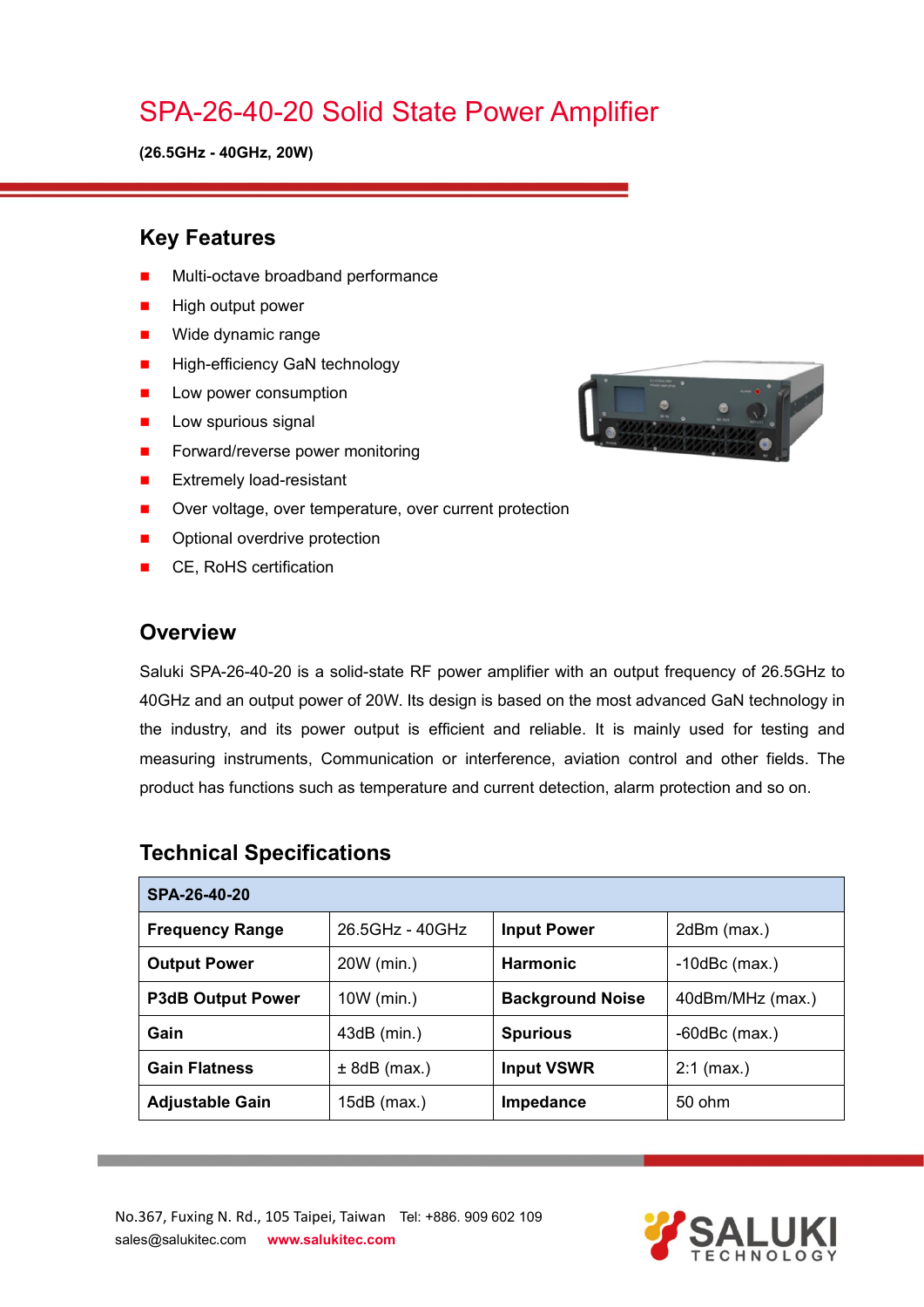# SPA-26-40-20 Solid State Power Amplifier

**(26.5GHz - 40GHz, 20W)**

## Key Features

- Multi-octave broadband performance
- High output power
- Wide dynamic range
- High-efficiency GaN technology
- Low power consumption
- Low spurious signal
- Forward/reverse power monitoring
- Extremely load-resistant
- Over voltage, over temperature, over current protection
- Optional overdrive protection
- CE, RoHS certification

## Overview

Saluki SPA-26-40-20 is a solid-state RF power amplifier with an output frequency of 26.5GHz to 40GHz and an output power of 20W. Its design is based on the most advanced GaN technology in the industry, and its power output is efficient and reliable. It is mainly used for testing and measuring instruments, Communication or interference, aviation control and other fields. The product has functions such as temperature and current detection, alarm protection and so on.

## Technical Specifications

| **SPA-26-40-20** | | | |
|---|---|---|---|
| **Frequency Range** | 26.5GHz - 40GHz | **Input Power** | 2dBm (max.) |
| **Output Power** | 20W (min.) | **Harmonic** | -10dBc (max.) |
| **P3dB Output Power** | 10W (min.) | **Background Noise** | 40dBm/MHz (max.) |
| **Gain** | 43dB (min.) | **Spurious** | -60dBc (max.) |
| **Gain Flatness** | ± 8dB (max.) | **Input VSWR** | 2:1 (max.) |
| **Adjustable Gain** | 15dB (max.) | **Impedance** | 50 ohm |

No.367, Fuxing N. Rd., 105 Taipei, Taiwan Tel: +886. 909 602 109
sales@salukitec.com www.salukitec.com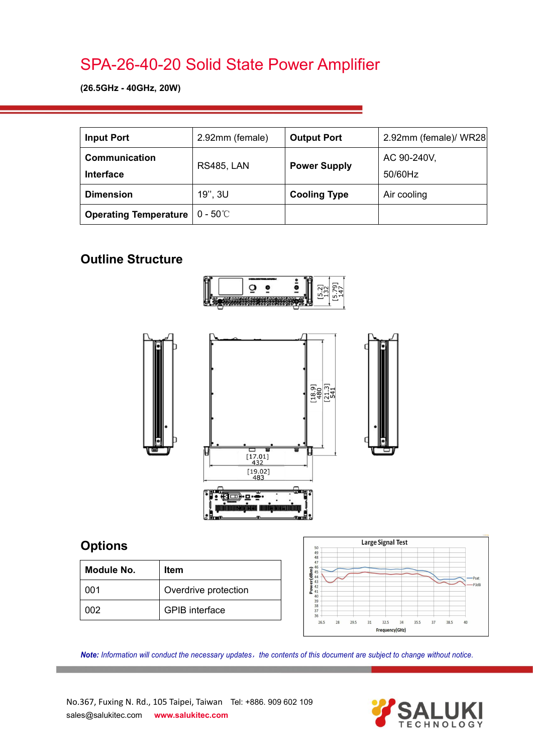# SPA-26-40-20 Solid State Power Amplifier

**(26.5GHz - 40GHz, 20W)**

| | | | |
|---|---|---|---|
| **Input Port** | 2.92mm (female) | **Output Port** | 2.92mm (female)/ WR28 |
| **Communication Interface** | RS485, LAN | **Power Supply** | AC 90-240V, 50/60Hz |
| **Dimension** | 19'', 3U | **Cooling Type** | Air cooling |
| **Operating Temperature** | 0 - 50℃ | | |

## Outline Structure

[5.2]
132
[5.79]
147
[18.9]
480
[21.3]
541
[17.01]
432
[19.02]
483

## Options

| Module No. | Item |
|---|---|
| 001 | Overdrive protection |
| 002 | GPIB interface |

Large Signal Test

Power(dBm)

50
49
48
47
46
45
44
43
42
41
40
39
38
37
36

26.5 28 29.5 31 32.5 34 35.5 37 38.5 40

Frequency(GHz)

Psat
P3dB

***Note:*** *Information will conduct the necessary updates，the contents of this document are subject to change without notice.*

No.367, Fuxing N. Rd., 105 Taipei, Taiwan Tel: +886. 909 602 109
sales@salukitec.com **www.salukitec.com**

SALUKI TECHNOLOGY